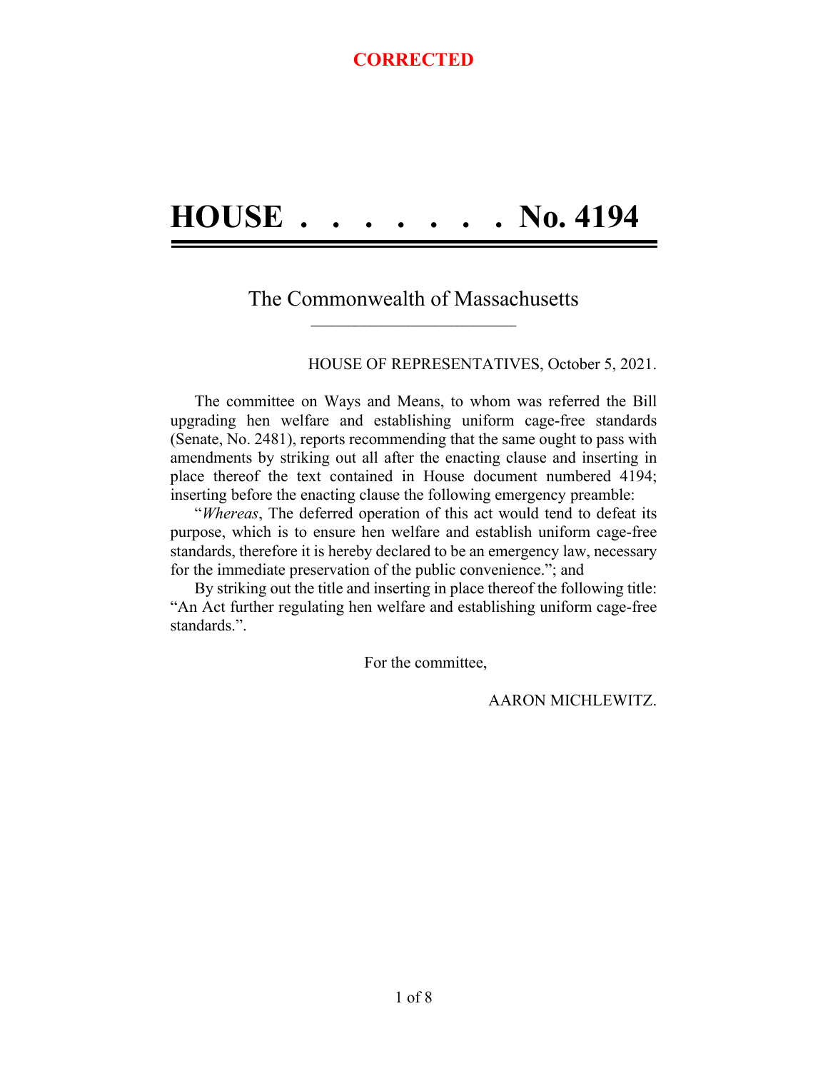**CORRECTED**

# HOUSE . . . . . . . . No. 4194

## The Commonwealth of Massachusetts

HOUSE OF REPRESENTATIVES, October 5, 2021.

The committee on Ways and Means, to whom was referred the Bill upgrading hen welfare and establishing uniform cage-free standards (Senate, No. 2481), reports recommending that the same ought to pass with amendments by striking out all after the enacting clause and inserting in place thereof the text contained in House document numbered 4194; inserting before the enacting clause the following emergency preamble:

"*Whereas*, The deferred operation of this act would tend to defeat its purpose, which is to ensure hen welfare and establish uniform cage-free standards, therefore it is hereby declared to be an emergency law, necessary for the immediate preservation of the public convenience."; and

By striking out the title and inserting in place thereof the following title: "An Act further regulating hen welfare and establishing uniform cage-free standards.".

For the committee,

AARON MICHLEWITZ.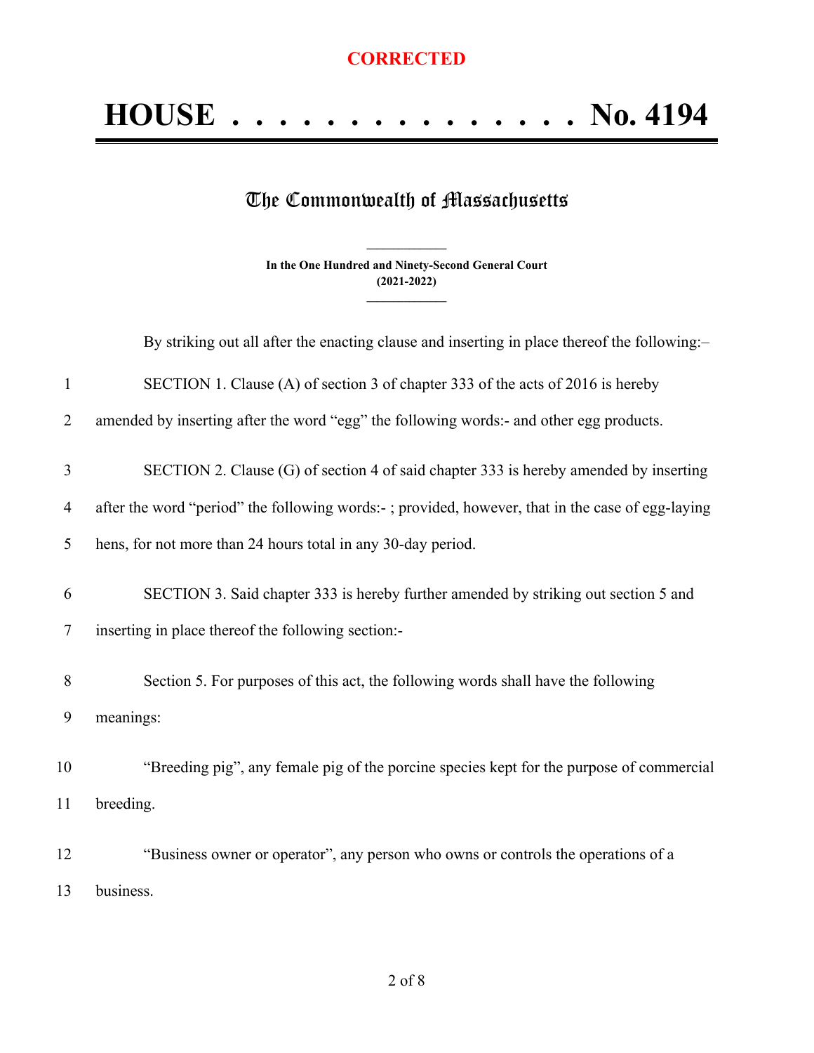**CORRECTED**

# HOUSE . . . . . . . . . . . . . . . No. 4194

## The Commonwealth of Massachusetts

**In the One Hundred and Ninety-Second General Court**
**(2021-2022)**

By striking out all after the enacting clause and inserting in place thereof the following:–

SECTION 1. Clause (A) of section 3 of chapter 333 of the acts of 2016 is hereby amended by inserting after the word "egg" the following words:- and other egg products.

SECTION 2. Clause (G) of section 4 of said chapter 333 is hereby amended by inserting after the word "period" the following words:- ; provided, however, that in the case of egg-laying hens, for not more than 24 hours total in any 30-day period.

SECTION 3. Said chapter 333 is hereby further amended by striking out section 5 and inserting in place thereof the following section:-

Section 5. For purposes of this act, the following words shall have the following meanings:

"Breeding pig", any female pig of the porcine species kept for the purpose of commercial breeding.

"Business owner or operator", any person who owns or controls the operations of a business.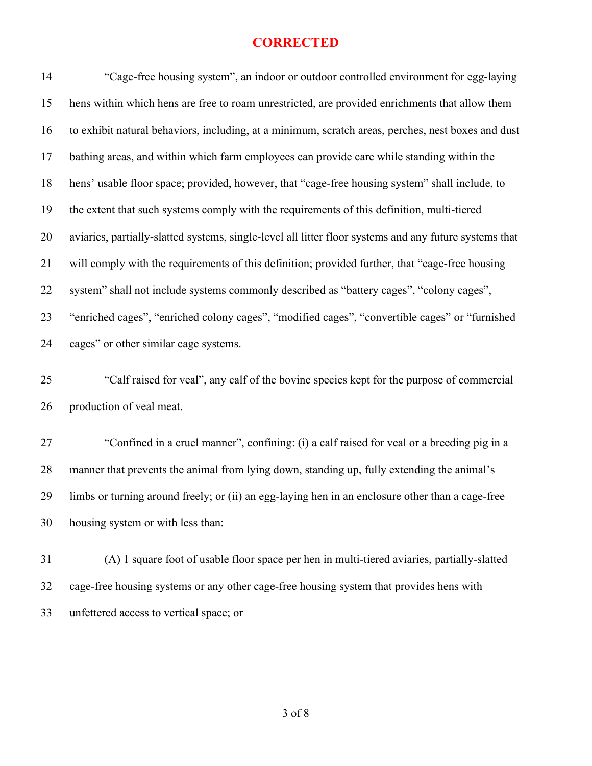**CORRECTED**

14 "Cage-free housing system", an indoor or outdoor controlled environment for egg-laying
15 hens within which hens are free to roam unrestricted, are provided enrichments that allow them
16 to exhibit natural behaviors, including, at a minimum, scratch areas, perches, nest boxes and dust
17 bathing areas, and within which farm employees can provide care while standing within the
18 hens' usable floor space; provided, however, that "cage-free housing system" shall include, to
19 the extent that such systems comply with the requirements of this definition, multi-tiered
20 aviaries, partially-slatted systems, single-level all litter floor systems and any future systems that
21 will comply with the requirements of this definition; provided further, that "cage-free housing
22 system" shall not include systems commonly described as "battery cages", "colony cages",
23 "enriched cages", "enriched colony cages", "modified cages", "convertible cages" or "furnished
24 cages" or other similar cage systems.

25 "Calf raised for veal", any calf of the bovine species kept for the purpose of commercial
26 production of veal meat.

27 "Confined in a cruel manner", confining: (i) a calf raised for veal or a breeding pig in a
28 manner that prevents the animal from lying down, standing up, fully extending the animal's
29 limbs or turning around freely; or (ii) an egg-laying hen in an enclosure other than a cage-free
30 housing system or with less than:

31 (A) 1 square foot of usable floor space per hen in multi-tiered aviaries, partially-slatted
32 cage-free housing systems or any other cage-free housing system that provides hens with
33 unfettered access to vertical space; or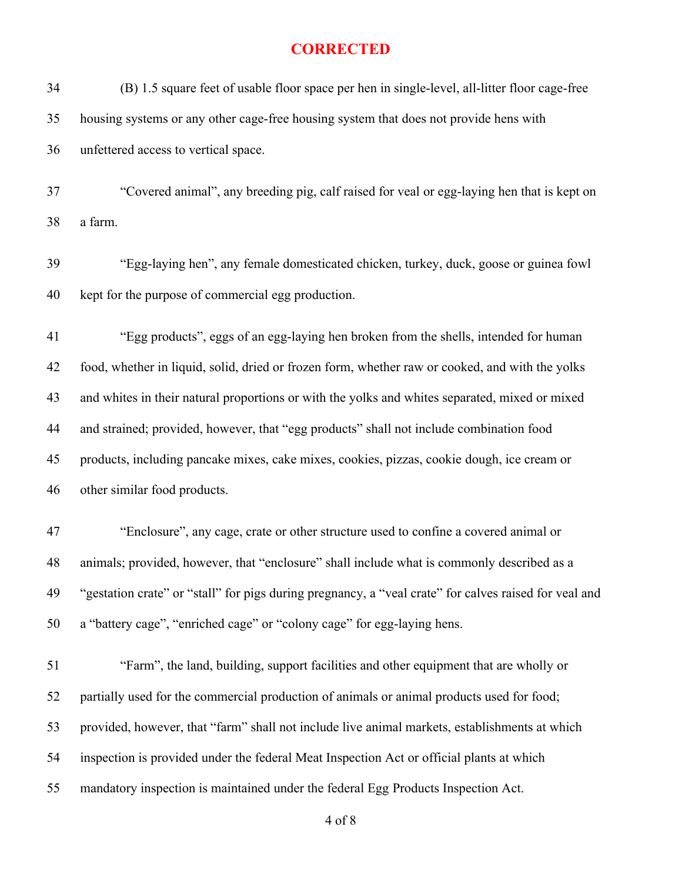**CORRECTED**

(B) 1.5 square feet of usable floor space per hen in single-level, all-litter floor cage-free housing systems or any other cage-free housing system that does not provide hens with unfettered access to vertical space.

"Covered animal", any breeding pig, calf raised for veal or egg-laying hen that is kept on a farm.

"Egg-laying hen", any female domesticated chicken, turkey, duck, goose or guinea fowl kept for the purpose of commercial egg production.

"Egg products", eggs of an egg-laying hen broken from the shells, intended for human food, whether in liquid, solid, dried or frozen form, whether raw or cooked, and with the yolks and whites in their natural proportions or with the yolks and whites separated, mixed or mixed and strained; provided, however, that "egg products" shall not include combination food products, including pancake mixes, cake mixes, cookies, pizzas, cookie dough, ice cream or other similar food products.

"Enclosure", any cage, crate or other structure used to confine a covered animal or animals; provided, however, that "enclosure" shall include what is commonly described as a "gestation crate" or "stall" for pigs during pregnancy, a "veal crate" for calves raised for veal and a "battery cage", "enriched cage" or "colony cage" for egg-laying hens.

"Farm", the land, building, support facilities and other equipment that are wholly or partially used for the commercial production of animals or animal products used for food; provided, however, that "farm" shall not include live animal markets, establishments at which inspection is provided under the federal Meat Inspection Act or official plants at which mandatory inspection is maintained under the federal Egg Products Inspection Act.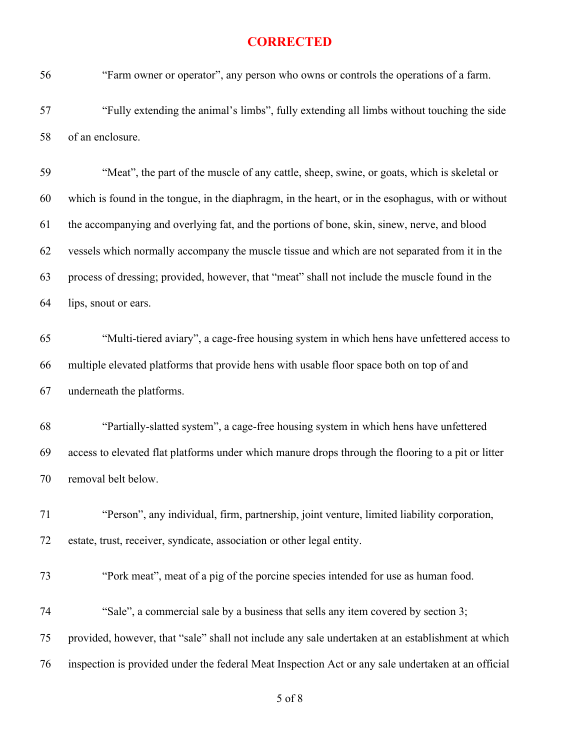**CORRECTED**

56 “Farm owner or operator”, any person who owns or controls the operations of a farm.

57 “Fully extending the animal’s limbs”, fully extending all limbs without touching the side
58 of an enclosure.

59 “Meat”, the part of the muscle of any cattle, sheep, swine, or goats, which is skeletal or
60 which is found in the tongue, in the diaphragm, in the heart, or in the esophagus, with or without
61 the accompanying and overlying fat, and the portions of bone, skin, sinew, nerve, and blood
62 vessels which normally accompany the muscle tissue and which are not separated from it in the
63 process of dressing; provided, however, that “meat” shall not include the muscle found in the
64 lips, snout or ears.

65 “Multi-tiered aviary”, a cage-free housing system in which hens have unfettered access to
66 multiple elevated platforms that provide hens with usable floor space both on top of and
67 underneath the platforms.

68 “Partially-slatted system”, a cage-free housing system in which hens have unfettered
69 access to elevated flat platforms under which manure drops through the flooring to a pit or litter
70 removal belt below.

71 “Person”, any individual, firm, partnership, joint venture, limited liability corporation,
72 estate, trust, receiver, syndicate, association or other legal entity.

73 “Pork meat”, meat of a pig of the porcine species intended for use as human food.

74 “Sale”, a commercial sale by a business that sells any item covered by section 3;
75 provided, however, that “sale” shall not include any sale undertaken at an establishment at which
76 inspection is provided under the federal Meat Inspection Act or any sale undertaken at an official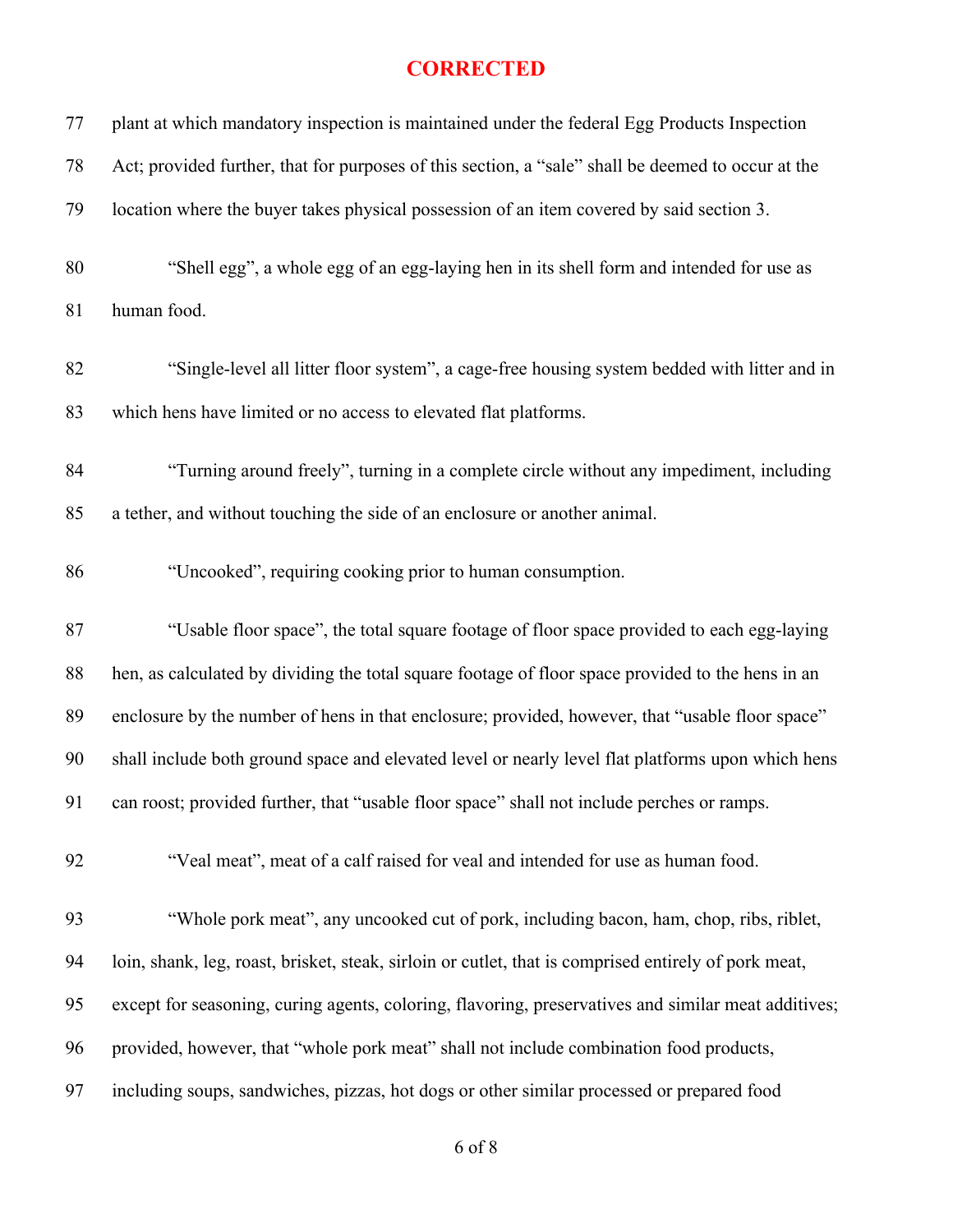**CORRECTED**

plant at which mandatory inspection is maintained under the federal Egg Products Inspection Act; provided further, that for purposes of this section, a "sale" shall be deemed to occur at the location where the buyer takes physical possession of an item covered by said section 3.

"Shell egg", a whole egg of an egg-laying hen in its shell form and intended for use as human food.

"Single-level all litter floor system", a cage-free housing system bedded with litter and in which hens have limited or no access to elevated flat platforms.

"Turning around freely", turning in a complete circle without any impediment, including a tether, and without touching the side of an enclosure or another animal.

"Uncooked", requiring cooking prior to human consumption.

"Usable floor space", the total square footage of floor space provided to each egg-laying hen, as calculated by dividing the total square footage of floor space provided to the hens in an enclosure by the number of hens in that enclosure; provided, however, that "usable floor space" shall include both ground space and elevated level or nearly level flat platforms upon which hens can roost; provided further, that "usable floor space" shall not include perches or ramps.

"Veal meat", meat of a calf raised for veal and intended for use as human food.

"Whole pork meat", any uncooked cut of pork, including bacon, ham, chop, ribs, riblet, loin, shank, leg, roast, brisket, steak, sirloin or cutlet, that is comprised entirely of pork meat, except for seasoning, curing agents, coloring, flavoring, preservatives and similar meat additives; provided, however, that "whole pork meat" shall not include combination food products, including soups, sandwiches, pizzas, hot dogs or other similar processed or prepared food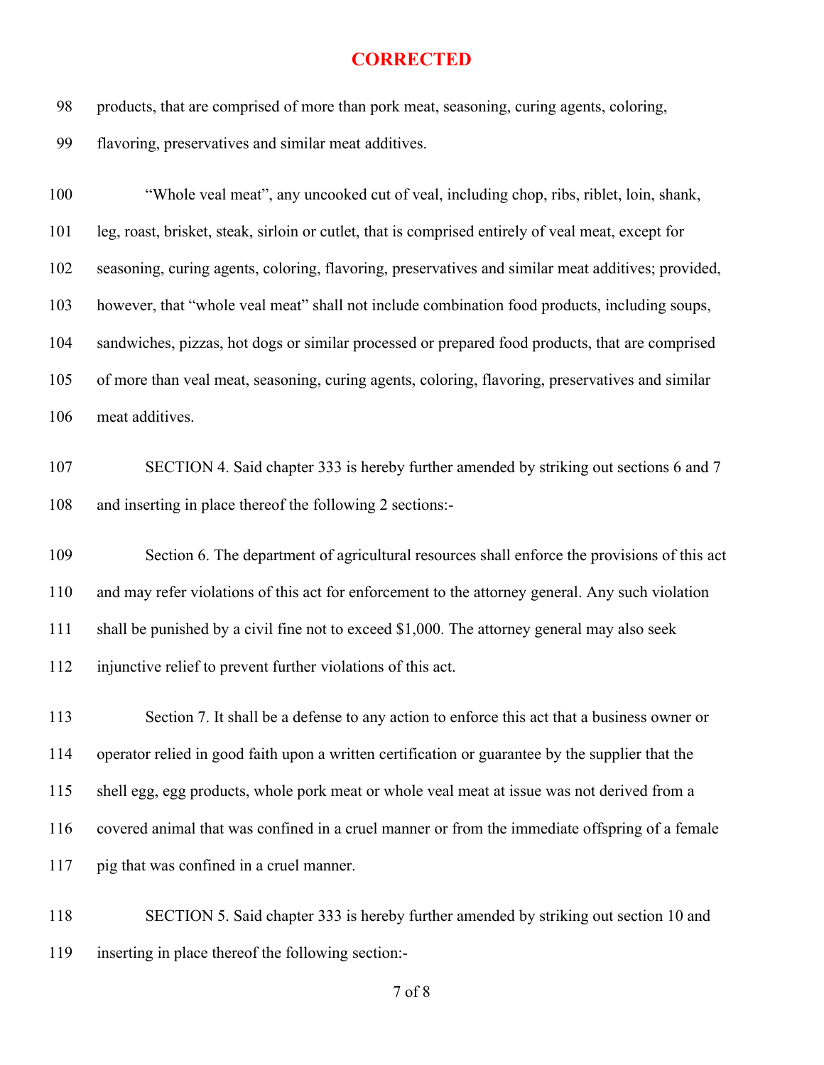**CORRECTED**

products, that are comprised of more than pork meat, seasoning, curing agents, coloring, flavoring, preservatives and similar meat additives.

"Whole veal meat", any uncooked cut of veal, including chop, ribs, riblet, loin, shank, leg, roast, brisket, steak, sirloin or cutlet, that is comprised entirely of veal meat, except for seasoning, curing agents, coloring, flavoring, preservatives and similar meat additives; provided, however, that "whole veal meat" shall not include combination food products, including soups, sandwiches, pizzas, hot dogs or similar processed or prepared food products, that are comprised of more than veal meat, seasoning, curing agents, coloring, flavoring, preservatives and similar meat additives.

SECTION 4. Said chapter 333 is hereby further amended by striking out sections 6 and 7 and inserting in place thereof the following 2 sections:-

Section 6. The department of agricultural resources shall enforce the provisions of this act and may refer violations of this act for enforcement to the attorney general. Any such violation shall be punished by a civil fine not to exceed $1,000. The attorney general may also seek injunctive relief to prevent further violations of this act.

Section 7. It shall be a defense to any action to enforce this act that a business owner or operator relied in good faith upon a written certification or guarantee by the supplier that the shell egg, egg products, whole pork meat or whole veal meat at issue was not derived from a covered animal that was confined in a cruel manner or from the immediate offspring of a female pig that was confined in a cruel manner.

SECTION 5. Said chapter 333 is hereby further amended by striking out section 10 and inserting in place thereof the following section:-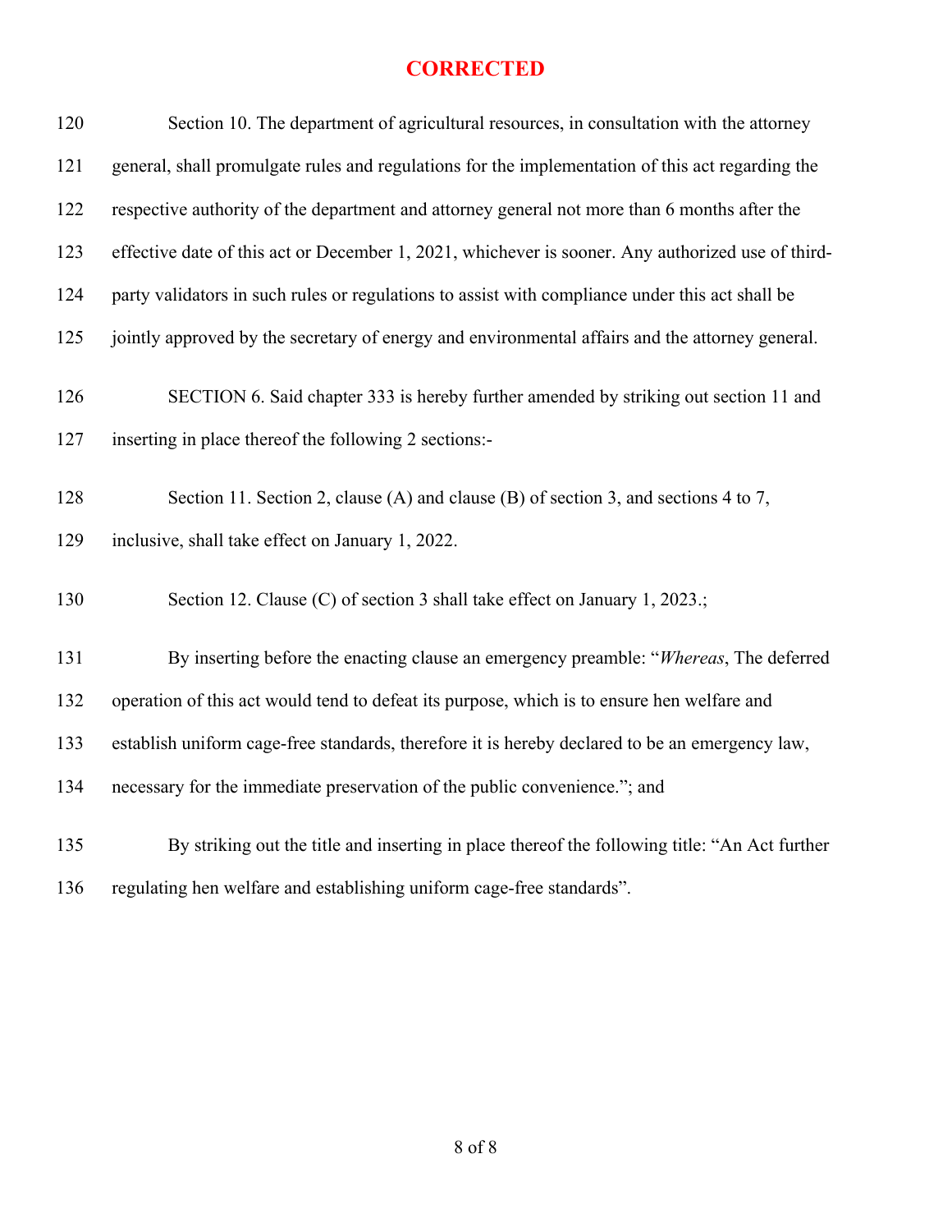**CORRECTED**

Section 10. The department of agricultural resources, in consultation with the attorney general, shall promulgate rules and regulations for the implementation of this act regarding the respective authority of the department and attorney general not more than 6 months after the effective date of this act or December 1, 2021, whichever is sooner. Any authorized use of third-party validators in such rules or regulations to assist with compliance under this act shall be jointly approved by the secretary of energy and environmental affairs and the attorney general.

SECTION 6. Said chapter 333 is hereby further amended by striking out section 11 and inserting in place thereof the following 2 sections:-

Section 11. Section 2, clause (A) and clause (B) of section 3, and sections 4 to 7, inclusive, shall take effect on January 1, 2022.

Section 12. Clause (C) of section 3 shall take effect on January 1, 2023.;

By inserting before the enacting clause an emergency preamble: "*Whereas*, The deferred operation of this act would tend to defeat its purpose, which is to ensure hen welfare and establish uniform cage-free standards, therefore it is hereby declared to be an emergency law, necessary for the immediate preservation of the public convenience."; and

By striking out the title and inserting in place thereof the following title: "An Act further regulating hen welfare and establishing uniform cage-free standards".